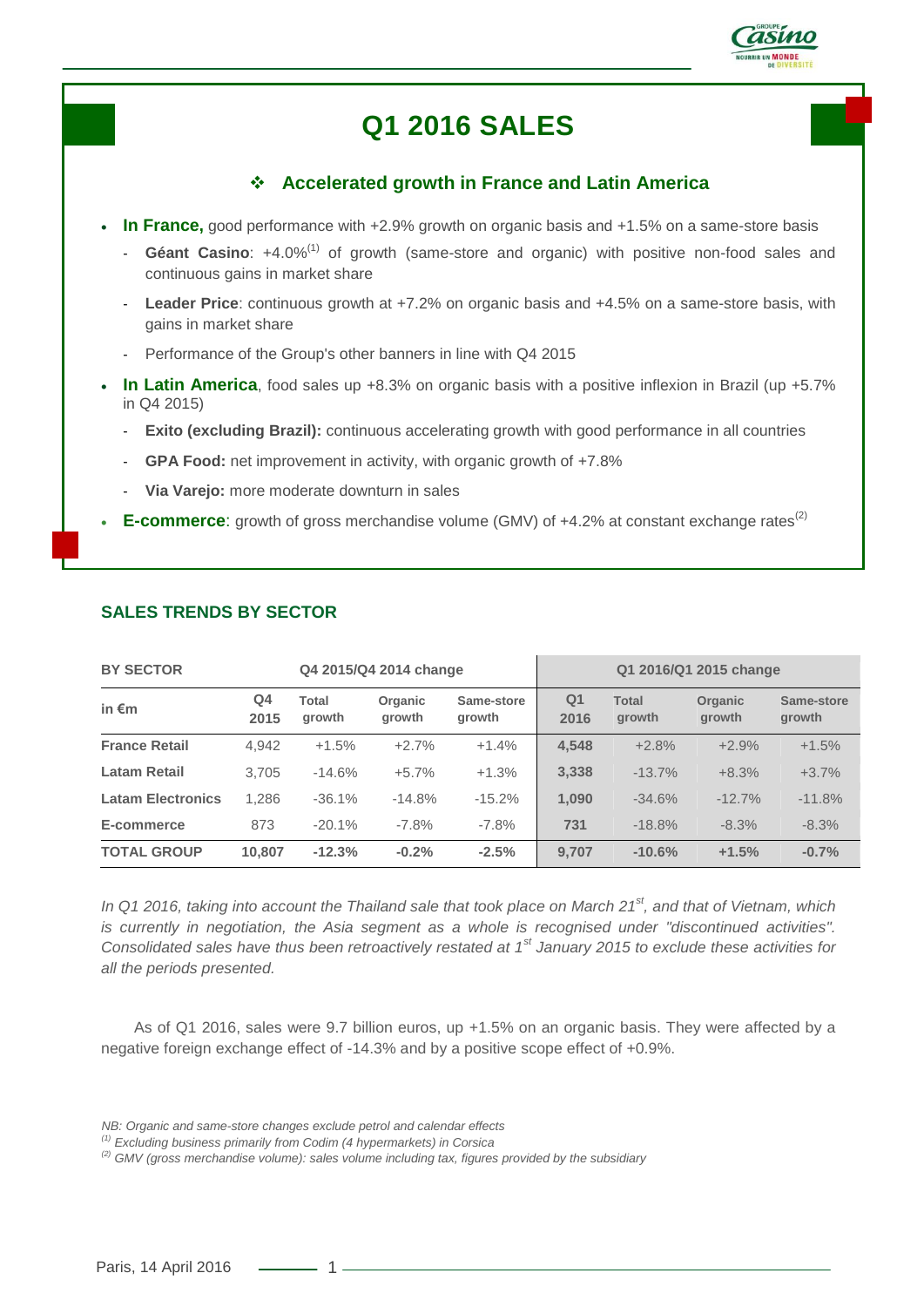# Q1 2016 SALES

## ❖ Accelerated growth in France and Latin America

- **In France,** good performance with +2.9% growth on organic basis and +1.5% on a same-store basis
  - **Géant Casino**: +4.0%[1] of growth (same-store and organic) with positive non-food sales and continuous gains in market share
  - **Leader Price**: continuous growth at +7.2% on organic basis and +4.5% on a same-store basis, with gains in market share
  - Performance of the Group's other banners in line with Q4 2015
- **In Latin America**, food sales up +8.3% on organic basis with a positive inflexion in Brazil (up +5.7% in Q4 2015)
  - **Exito (excluding Brazil):** continuous accelerating growth with good performance in all countries
  - **GPA Food:** net improvement in activity, with organic growth of +7.8%
  - **Via Varejo:** more moderate downturn in sales
- **E-commerce**: growth of gross merchandise volume (GMV) of +4.2% at constant exchange rates[2]

## SALES TRENDS BY SECTOR

| BY SECTOR | Q4 2015/Q4 2014 change | | | | Q1 2016/Q1 2015 change | | | |
|---|---|---|---|---|---|---|---|---|
| in €m | Q4 2015 | Total growth | Organic growth | Same-store growth | Q1 2016 | Total growth | Organic growth | Same-store growth |
| **France Retail** | 4,942 | +1.5% | +2.7% | +1.4% | **4,548** | +2.8% | +2.9% | +1.5% |
| **Latam Retail** | 3,705 | -14.6% | +5.7% | +1.3% | **3,338** | -13.7% | +8.3% | +3.7% |
| **Latam Electronics** | 1,286 | -36.1% | -14.8% | -15.2% | **1,090** | -34.6% | -12.7% | -11.8% |
| **E-commerce** | 873 | -20.1% | -7.8% | -7.8% | **731** | -18.8% | -8.3% | -8.3% |
| **TOTAL GROUP** | **10,807** | **-12.3%** | **-0.2%** | **-2.5%** | **9,707** | **-10.6%** | **+1.5%** | **-0.7%** |

*In Q1 2016, taking into account the Thailand sale that took place on March 21st, and that of Vietnam, which is currently in negotiation, the Asia segment as a whole is recognised under "discontinued activities". Consolidated sales have thus been retroactively restated at 1st January 2015 to exclude these activities for all the periods presented.*

As of Q1 2016, sales were 9.7 billion euros, up +1.5% on an organic basis. They were affected by a negative foreign exchange effect of -14.3% and by a positive scope effect of +0.9%.

*NB: Organic and same-store changes exclude petrol and calendar effects*

*[1] Excluding business primarily from Codim (4 hypermarkets) in Corsica*

*[2] GMV (gross merchandise volume): sales volume including tax, figures provided by the subsidiary*

Paris, 14 April 2016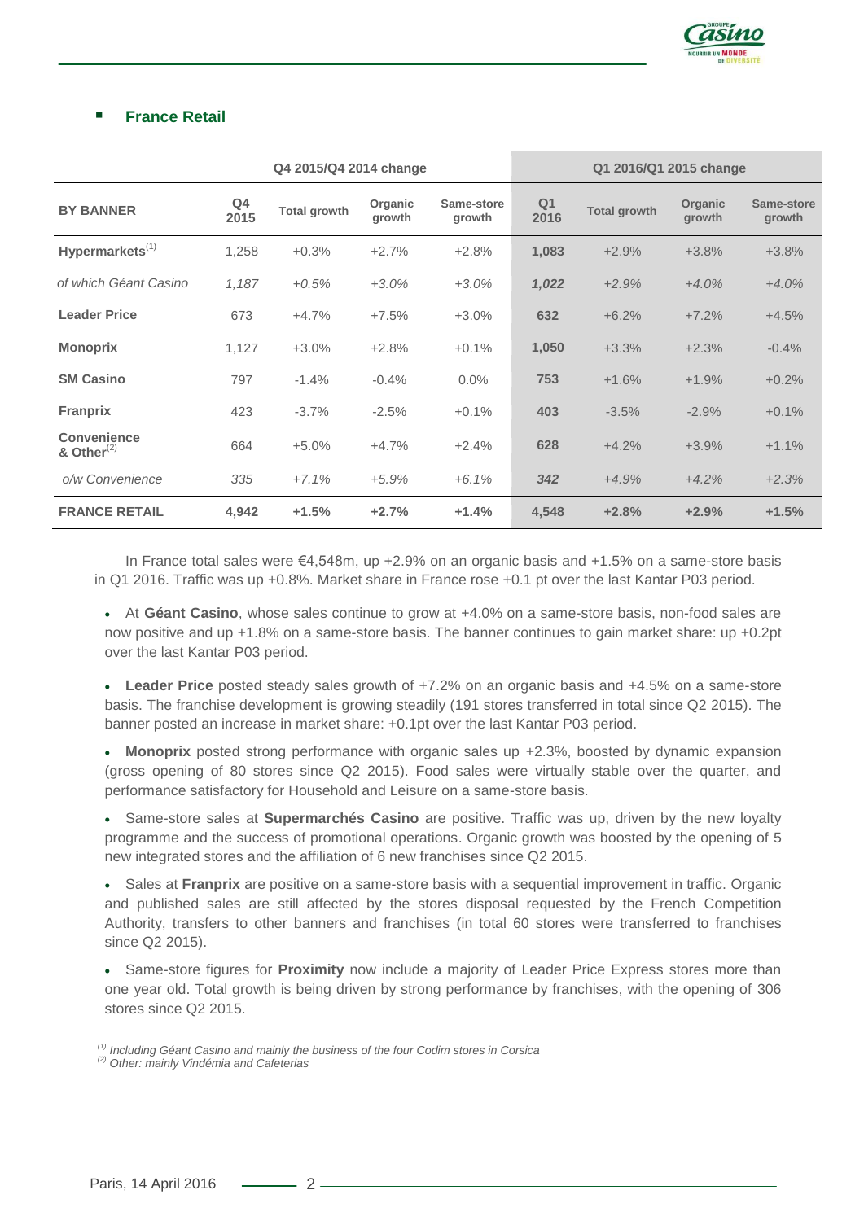## France Retail

| BY BANNER | Q4 2015/Q4 2014 change | | | | Q1 2016/Q1 2015 change | | | |
|---|---|---|---|---|---|---|---|---|
| | Q4 2015 | Total growth | Organic growth | Same-store growth | Q1 2016 | Total growth | Organic growth | Same-store growth |
| **Hypermarkets**[(1)] | 1,258 | +0.3% | +2.7% | +2.8% | **1,083** | +2.9% | +3.8% | +3.8% |
| *of which Géant Casino* | *1,187* | *+0.5%* | *+3.0%* | *+3.0%* | ***1,022*** | *+2.9%* | *+4.0%* | *+4.0%* |
| **Leader Price** | 673 | +4.7% | +7.5% | +3.0% | **632** | +6.2% | +7.2% | +4.5% |
| **Monoprix** | 1,127 | +3.0% | +2.8% | +0.1% | **1,050** | +3.3% | +2.3% | -0.4% |
| **SM Casino** | 797 | -1.4% | -0.4% | 0.0% | **753** | +1.6% | +1.9% | +0.2% |
| **Franprix** | 423 | -3.7% | -2.5% | +0.1% | **403** | -3.5% | -2.9% | +0.1% |
| **Convenience & Other**[(2)] | 664 | +5.0% | +4.7% | +2.4% | **628** | +4.2% | +3.9% | +1.1% |
| *o/w Convenience* | *335* | *+7.1%* | *+5.9%* | *+6.1%* | ***342*** | *+4.9%* | *+4.2%* | *+2.3%* |
| **FRANCE RETAIL** | **4,942** | **+1.5%** | **+2.7%** | **+1.4%** | **4,548** | **+2.8%** | **+2.9%** | **+1.5%** |

In France total sales were €4,548m, up +2.9% on an organic basis and +1.5% on a same-store basis in Q1 2016. Traffic was up +0.8%. Market share in France rose +0.1 pt over the last Kantar P03 period.

- At **Géant Casino**, whose sales continue to grow at +4.0% on a same-store basis, non-food sales are now positive and up +1.8% on a same-store basis. The banner continues to gain market share: up +0.2pt over the last Kantar P03 period.
- **Leader Price** posted steady sales growth of +7.2% on an organic basis and +4.5% on a same-store basis. The franchise development is growing steadily (191 stores transferred in total since Q2 2015). The banner posted an increase in market share: +0.1pt over the last Kantar P03 period.
- **Monoprix** posted strong performance with organic sales up +2.3%, boosted by dynamic expansion (gross opening of 80 stores since Q2 2015). Food sales were virtually stable over the quarter, and performance satisfactory for Household and Leisure on a same-store basis.
- Same-store sales at **Supermarchés Casino** are positive. Traffic was up, driven by the new loyalty programme and the success of promotional operations. Organic growth was boosted by the opening of 5 new integrated stores and the affiliation of 6 new franchises since Q2 2015.
- Sales at **Franprix** are positive on a same-store basis with a sequential improvement in traffic. Organic and published sales are still affected by the stores disposal requested by the French Competition Authority, transfers to other banners and franchises (in total 60 stores were transferred to franchises since Q2 2015).
- Same-store figures for **Proximity** now include a majority of Leader Price Express stores more than one year old. Total growth is being driven by strong performance by franchises, with the opening of 306 stores since Q2 2015.

*(1) Including Géant Casino and mainly the business of the four Codim stores in Corsica*
*(2) Other: mainly Vindémia and Cafeterias*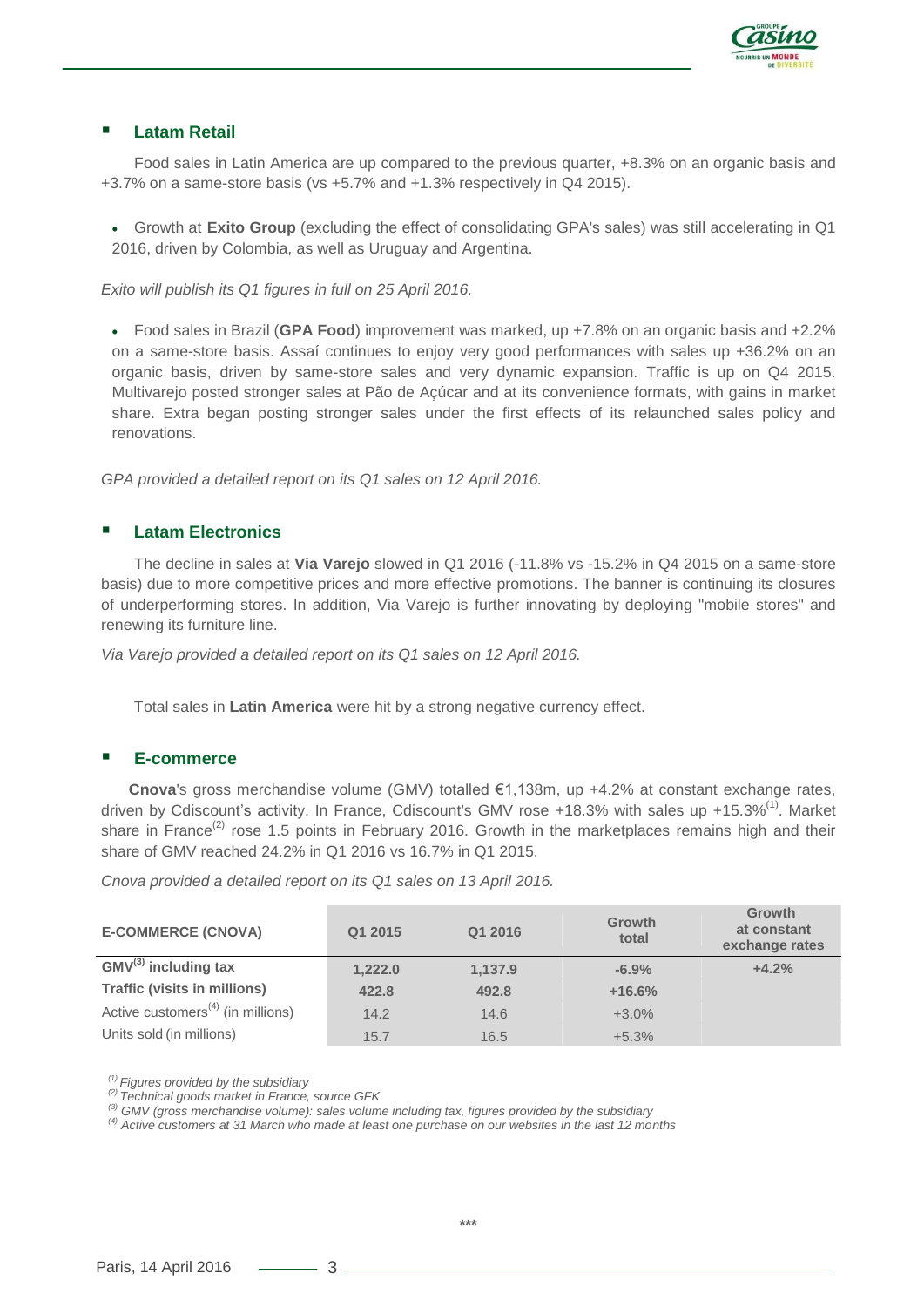## Latam Retail

Food sales in Latin America are up compared to the previous quarter, +8.3% on an organic basis and +3.7% on a same-store basis (vs +5.7% and +1.3% respectively in Q4 2015).

- Growth at **Exito Group** (excluding the effect of consolidating GPA's sales) was still accelerating in Q1 2016, driven by Colombia, as well as Uruguay and Argentina.

*Exito will publish its Q1 figures in full on 25 April 2016.*

- Food sales in Brazil (**GPA Food**) improvement was marked, up +7.8% on an organic basis and +2.2% on a same-store basis. Assaí continues to enjoy very good performances with sales up +36.2% on an organic basis, driven by same-store sales and very dynamic expansion. Traffic is up on Q4 2015. Multivarejo posted stronger sales at Pão de Açúcar and at its convenience formats, with gains in market share. Extra began posting stronger sales under the first effects of its relaunched sales policy and renovations.

*GPA provided a detailed report on its Q1 sales on 12 April 2016.*

## Latam Electronics

The decline in sales at **Via Varejo** slowed in Q1 2016 (-11.8% vs -15.2% in Q4 2015 on a same-store basis) due to more competitive prices and more effective promotions. The banner is continuing its closures of underperforming stores. In addition, Via Varejo is further innovating by deploying "mobile stores" and renewing its furniture line.

*Via Varejo provided a detailed report on its Q1 sales on 12 April 2016.*

Total sales in **Latin America** were hit by a strong negative currency effect.

## E-commerce

**Cnova**'s gross merchandise volume (GMV) totalled €1,138m, up +4.2% at constant exchange rates, driven by Cdiscount's activity. In France, Cdiscount's GMV rose +18.3% with sales up +15.3%[1]. Market share in France[2] rose 1.5 points in February 2016. Growth in the marketplaces remains high and their share of GMV reached 24.2% in Q1 2016 vs 16.7% in Q1 2015.

*Cnova provided a detailed report on its Q1 sales on 13 April 2016.*

| E-COMMERCE (CNOVA) | Q1 2015 | Q1 2016 | Growth total | Growth at constant exchange rates |
|---|---|---|---|---|
| **GMV[3] including tax** | **1,222.0** | **1,137.9** | **-6.9%** | **+4.2%** |
| **Traffic (visits in millions)** | **422.8** | **492.8** | **+16.6%** | |
| Active customers[4] (in millions) | 14.2 | 14.6 | +3.0% | |
| Units sold (in millions) | 15.7 | 16.5 | +5.3% | |

*[1] Figures provided by the subsidiary*
*[2] Technical goods market in France, source GFK*
*[3] GMV (gross merchandise volume): sales volume including tax, figures provided by the subsidiary*
*[4] Active customers at 31 March who made at least one purchase on our websites in the last 12 months*

\*\*\*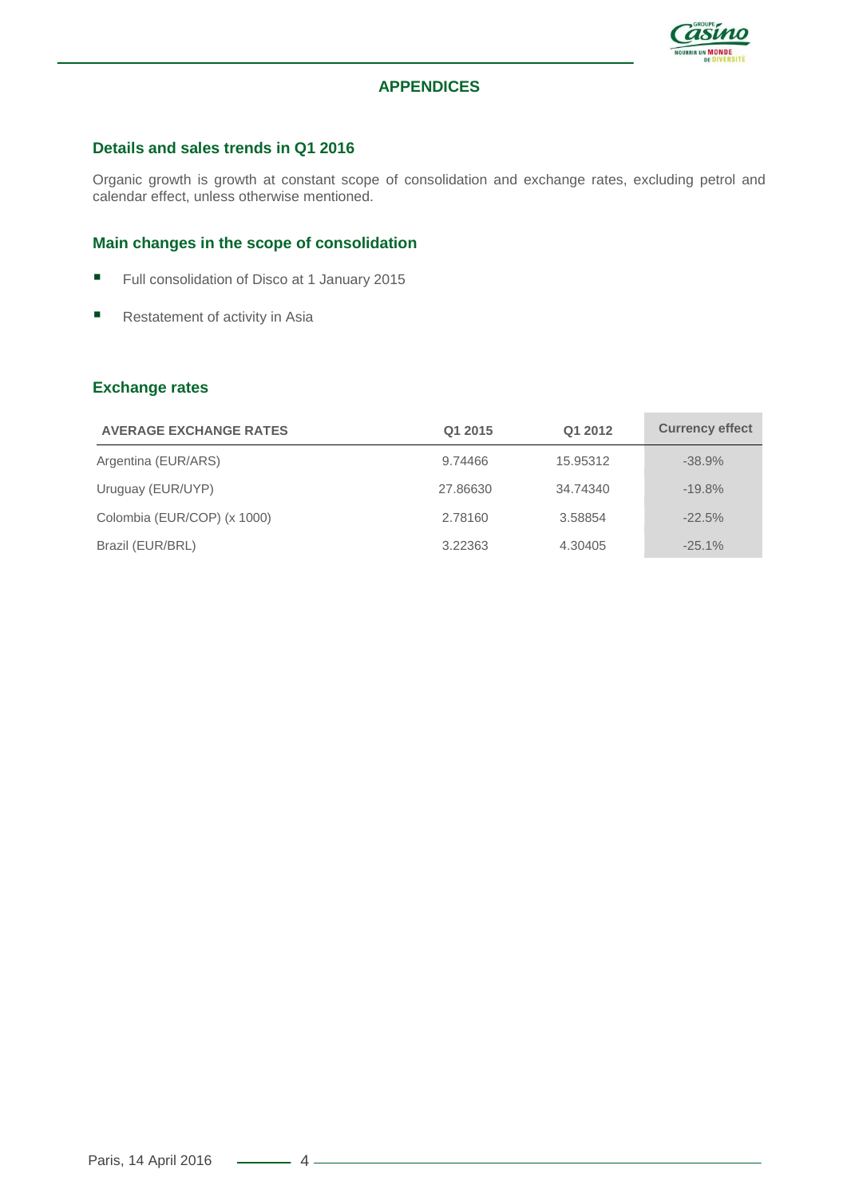## APPENDICES

### Details and sales trends in Q1 2016

Organic growth is growth at constant scope of consolidation and exchange rates, excluding petrol and calendar effect, unless otherwise mentioned.

### Main changes in the scope of consolidation

- Full consolidation of Disco at 1 January 2015
- Restatement of activity in Asia

### Exchange rates

| AVERAGE EXCHANGE RATES | Q1 2015 | Q1 2012 | Currency effect |
|---|---|---|---|
| Argentina (EUR/ARS) | 9.74466 | 15.95312 | -38.9% |
| Uruguay (EUR/UYP) | 27.86630 | 34.74340 | -19.8% |
| Colombia (EUR/COP) (x 1000) | 2.78160 | 3.58854 | -22.5% |
| Brazil (EUR/BRL) | 3.22363 | 4.30405 | -25.1% |

Paris, 14 April 2016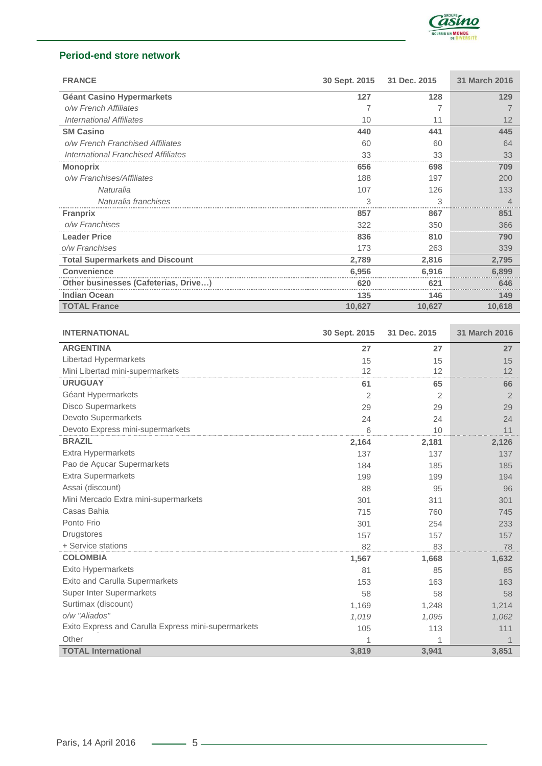## Period-end store network

| FRANCE | 30 Sept. 2015 | 31 Dec. 2015 | 31 March 2016 |
|---|---|---|---|
| **Géant Casino Hypermarkets** | **127** | **128** | **129** |
| *o/w French Affiliates* | 7 | 7 | 7 |
| *International Affiliates* | 10 | 11 | 12 |
| **SM Casino** | **440** | **441** | **445** |
| *o/w French Franchised Affiliates* | 60 | 60 | 64 |
| *International Franchised Affiliates* | 33 | 33 | 33 |
| **Monoprix** | **656** | **698** | **709** |
| *o/w Franchises/Affiliates* | 188 | 197 | 200 |
| *Naturalia* | 107 | 126 | 133 |
| *Naturalia franchises* | 3 | 3 | 4 |
| **Franprix** | **857** | **867** | **851** |
| *o/w Franchises* | 322 | 350 | 366 |
| **Leader Price** | **836** | **810** | **790** |
| *o/w Franchises* | 173 | 263 | 339 |
| **Total Supermarkets and Discount** | **2,789** | **2,816** | **2,795** |
| **Convenience** | **6,956** | **6,916** | **6,899** |
| **Other businesses (Cafeterias, Drive…)** | **620** | **621** | **646** |
| **Indian Ocean** | **135** | **146** | **149** |
| **TOTAL France** | **10,627** | **10,627** | **10,618** |

| INTERNATIONAL | 30 Sept. 2015 | 31 Dec. 2015 | 31 March 2016 |
|---|---|---|---|
| **ARGENTINA** | **27** | **27** | **27** |
| Libertad Hypermarkets | 15 | 15 | 15 |
| Mini Libertad mini-supermarkets | 12 | 12 | 12 |
| **URUGUAY** | **61** | **65** | **66** |
| Géant Hypermarkets | 2 | 2 | 2 |
| Disco Supermarkets | 29 | 29 | 29 |
| Devoto Supermarkets | 24 | 24 | 24 |
| Devoto Express mini-supermarkets | 6 | 10 | 11 |
| **BRAZIL** | **2,164** | **2,181** | **2,126** |
| Extra Hypermarkets | 137 | 137 | 137 |
| Pao de Açucar Supermarkets | 184 | 185 | 185 |
| Extra Supermarkets | 199 | 199 | 194 |
| Assai (discount) | 88 | 95 | 96 |
| Mini Mercado Extra mini-supermarkets | 301 | 311 | 301 |
| Casas Bahia | 715 | 760 | 745 |
| Ponto Frio | 301 | 254 | 233 |
| Drugstores | 157 | 157 | 157 |
| + Service stations | 82 | 83 | 78 |
| **COLOMBIA** | **1,567** | **1,668** | **1,632** |
| Exito Hypermarkets | 81 | 85 | 85 |
| Exito and Carulla Supermarkets | 153 | 163 | 163 |
| Super Inter Supermarkets | 58 | 58 | 58 |
| Surtimax (discount) | 1,169 | 1,248 | 1,214 |
| *o/w "Aliados"* | *1,019* | *1,095* | *1,062* |
| Exito Express and Carulla Express mini-supermarkets | 105 | 113 | 111 |
| Other | 1 | 1 | 1 |
| **TOTAL International** | **3,819** | **3,941** | **3,851** |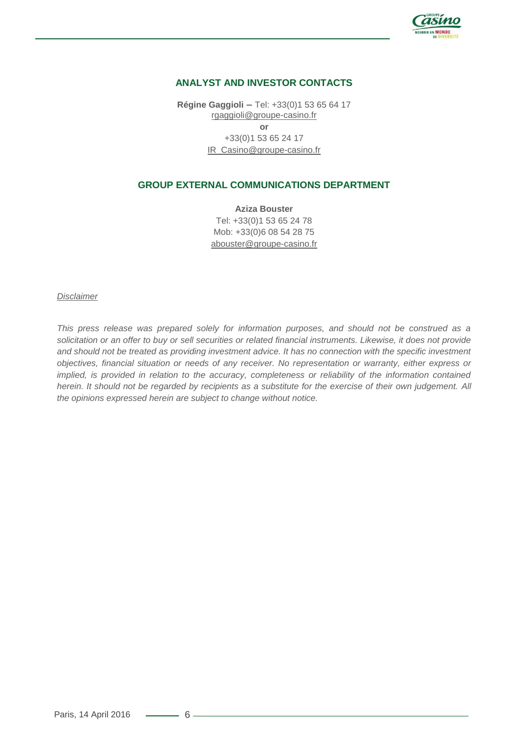## ANALYST AND INVESTOR CONTACTS

**Régine Gaggioli –** Tel: +33(0)1 53 65 64 17
rgaggioli@groupe-casino.fr
**or**
+33(0)1 53 65 24 17
IR_Casino@groupe-casino.fr

## GROUP EXTERNAL COMMUNICATIONS DEPARTMENT

**Aziza Bouster**
Tel: +33(0)1 53 65 24 78
Mob: +33(0)6 08 54 28 75
abouster@groupe-casino.fr

*Disclaimer*

*This press release was prepared solely for information purposes, and should not be construed as a solicitation or an offer to buy or sell securities or related financial instruments. Likewise, it does not provide and should not be treated as providing investment advice. It has no connection with the specific investment objectives, financial situation or needs of any receiver. No representation or warranty, either express or implied, is provided in relation to the accuracy, completeness or reliability of the information contained herein. It should not be regarded by recipients as a substitute for the exercise of their own judgement. All the opinions expressed herein are subject to change without notice.*